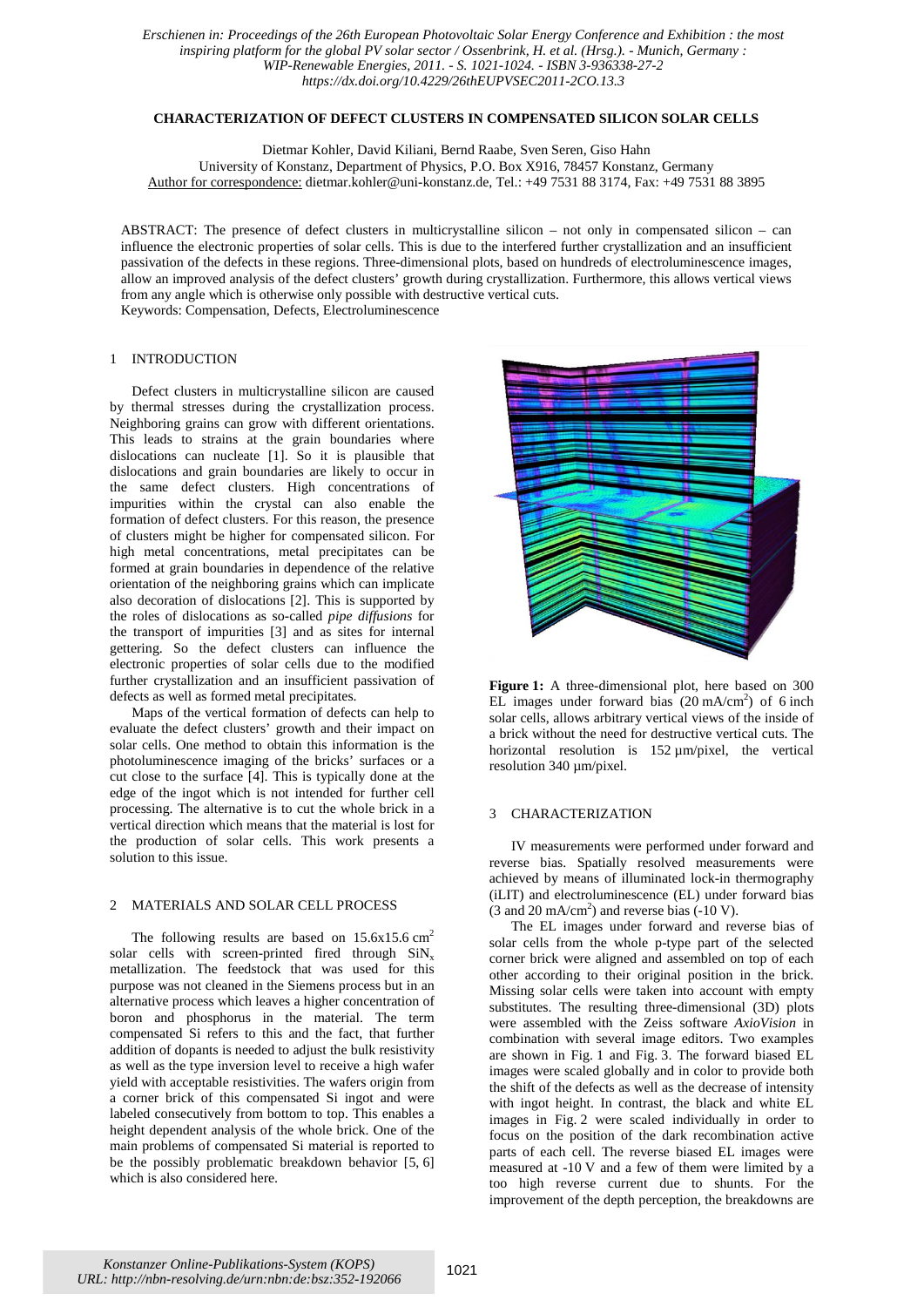*Erschienen in: Proceedings of the 26th European Photovoltaic Solar Energy Conference and Exhibition : the most inspiring platform for the global PV solar sector / Ossenbrink, H. et al. (Hrsg.). - Munich, Germany : WIP-Renewable Energies, 2011. - S. 1021-1024. - ISBN 3-936338-27-2*
*https://dx.doi.org/10.4229/26thEUPVSEC2011-2CO.13.3*

# CHARACTERIZATION OF DEFECT CLUSTERS IN COMPENSATED SILICON SOLAR CELLS

Dietmar Kohler, David Kiliani, Bernd Raabe, Sven Seren, Giso Hahn
University of Konstanz, Department of Physics, P.O. Box X916, 78457 Konstanz, Germany
Author for correspondence: dietmar.kohler@uni-konstanz.de, Tel.: +49 7531 88 3174, Fax: +49 7531 88 3895

ABSTRACT: The presence of defect clusters in multicrystalline silicon – not only in compensated silicon – can influence the electronic properties of solar cells. This is due to the interfered further crystallization and an insufficient passivation of the defects in these regions. Three-dimensional plots, based on hundreds of electroluminescence images, allow an improved analysis of the defect clusters' growth during crystallization. Furthermore, this allows vertical views from any angle which is otherwise only possible with destructive vertical cuts.
Keywords: Compensation, Defects, Electroluminescence

## 1 INTRODUCTION

Defect clusters in multicrystalline silicon are caused by thermal stresses during the crystallization process. Neighboring grains can grow with different orientations. This leads to strains at the grain boundaries where dislocations can nucleate [1]. So it is plausible that dislocations and grain boundaries are likely to occur in the same defect clusters. High concentrations of impurities within the crystal can also enable the formation of defect clusters. For this reason, the presence of clusters might be higher for compensated silicon. For high metal concentrations, metal precipitates can be formed at grain boundaries in dependence of the relative orientation of the neighboring grains which can implicate also decoration of dislocations [2]. This is supported by the roles of dislocations as so-called *pipe diffusions* for the transport of impurities [3] and as sites for internal gettering. So the defect clusters can influence the electronic properties of solar cells due to the modified further crystallization and an insufficient passivation of defects as well as formed metal precipitates.

Maps of the vertical formation of defects can help to evaluate the defect clusters' growth and their impact on solar cells. One method to obtain this information is the photoluminescence imaging of the bricks' surfaces or a cut close to the surface [4]. This is typically done at the edge of the ingot which is not intended for further cell processing. The alternative is to cut the whole brick in a vertical direction which means that the material is lost for the production of solar cells. This work presents a solution to this issue.

## 2 MATERIALS AND SOLAR CELL PROCESS

The following results are based on 15.6x15.6 cm$^2$ solar cells with screen-printed fired through $SiN_x$ metallization. The feedstock that was used for this purpose was not cleaned in the Siemens process but in an alternative process which leaves a higher concentration of boron and phosphorus in the material. The term compensated Si refers to this and the fact, that further addition of dopants is needed to adjust the bulk resistivity as well as the type inversion level to receive a high wafer yield with acceptable resistivities. The wafers origin from a corner brick of this compensated Si ingot and were labeled consecutively from bottom to top. This enables a height dependent analysis of the whole brick. One of the main problems of compensated Si material is reported to be the possibly problematic breakdown behavior [5, 6] which is also considered here.

**Figure 1:** A three-dimensional plot, here based on 300 EL images under forward bias (20 mA/cm$^2$) of 6 inch solar cells, allows arbitrary vertical views of the inside of a brick without the need for destructive vertical cuts. The horizontal resolution is 152 µm/pixel, the vertical resolution 340 µm/pixel.

## 3 CHARACTERIZATION

IV measurements were performed under forward and reverse bias. Spatially resolved measurements were achieved by means of illuminated lock-in thermography (iLIT) and electroluminescence (EL) under forward bias (3 and 20 mA/cm$^2$) and reverse bias (-10 V).

The EL images under forward and reverse bias of solar cells from the whole p-type part of the selected corner brick were aligned and assembled on top of each other according to their original position in the brick. Missing solar cells were taken into account with empty substitutes. The resulting three-dimensional (3D) plots were assembled with the Zeiss software *AxioVision* in combination with several image editors. Two examples are shown in Fig. 1 and Fig. 3. The forward biased EL images were scaled globally and in color to provide both the shift of the defects as well as the decrease of intensity with ingot height. In contrast, the black and white EL images in Fig. 2 were scaled individually in order to focus on the position of the dark recombination active parts of each cell. The reverse biased EL images were measured at -10 V and a few of them were limited by a too high reverse current due to shunts. For the improvement of the depth perception, the breakdowns are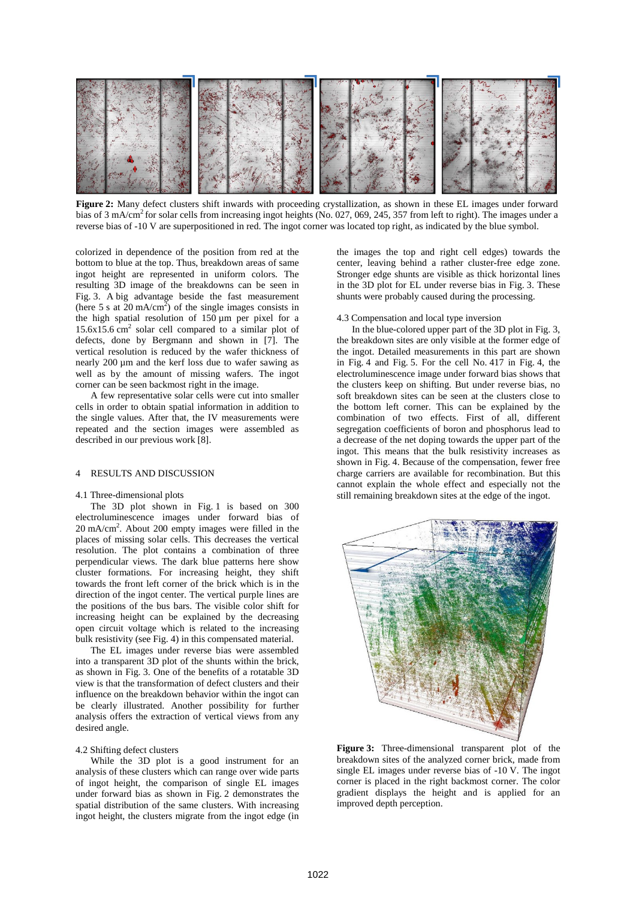**Figure 2:** Many defect clusters shift inwards with proceeding crystallization, as shown in these EL images under forward bias of 3 mA/cm$^2$ for solar cells from increasing ingot heights (No. 027, 069, 245, 357 from left to right). The images under a reverse bias of -10 V are superpositioned in red. The ingot corner was located top right, as indicated by the blue symbol.

colorized in dependence of the position from red at the bottom to blue at the top. Thus, breakdown areas of same ingot height are represented in uniform colors. The resulting 3D image of the breakdowns can be seen in Fig. 3. A big advantage beside the fast measurement (here 5 s at 20 mA/cm$^2$) of the single images consists in the high spatial resolution of 150 µm per pixel for a 15.6x15.6 cm$^2$ solar cell compared to a similar plot of defects, done by Bergmann and shown in [7]. The vertical resolution is reduced by the wafer thickness of nearly 200 µm and the kerf loss due to wafer sawing as well as by the amount of missing wafers. The ingot corner can be seen backmost right in the image.

A few representative solar cells were cut into smaller cells in order to obtain spatial information in addition to the single values. After that, the IV measurements were repeated and the section images were assembled as described in our previous work [8].

## 4 RESULTS AND DISCUSSION

### 4.1 Three-dimensional plots

The 3D plot shown in Fig. 1 is based on 300 electroluminescence images under forward bias of 20 mA/cm$^2$. About 200 empty images were filled in the places of missing solar cells. This decreases the vertical resolution. The plot contains a combination of three perpendicular views. The dark blue patterns here show cluster formations. For increasing height, they shift towards the front left corner of the brick which is in the direction of the ingot center. The vertical purple lines are the positions of the bus bars. The visible color shift for increasing height can be explained by the decreasing open circuit voltage which is related to the increasing bulk resistivity (see Fig. 4) in this compensated material.

The EL images under reverse bias were assembled into a transparent 3D plot of the shunts within the brick, as shown in Fig. 3. One of the benefits of a rotatable 3D view is that the transformation of defect clusters and their influence on the breakdown behavior within the ingot can be clearly illustrated. Another possibility for further analysis offers the extraction of vertical views from any desired angle.

### 4.2 Shifting defect clusters

While the 3D plot is a good instrument for an analysis of these clusters which can range over wide parts of ingot height, the comparison of single EL images under forward bias as shown in Fig. 2 demonstrates the spatial distribution of the same clusters. With increasing ingot height, the clusters migrate from the ingot edge (in the images the top and right cell edges) towards the center, leaving behind a rather cluster-free edge zone. Stronger edge shunts are visible as thick horizontal lines in the 3D plot for EL under reverse bias in Fig. 3. These shunts were probably caused during the processing.

### 4.3 Compensation and local type inversion

In the blue-colored upper part of the 3D plot in Fig. 3, the breakdown sites are only visible at the former edge of the ingot. Detailed measurements in this part are shown in Fig. 4 and Fig. 5. For the cell No. 417 in Fig. 4, the electroluminescence image under forward bias shows that the clusters keep on shifting. But under reverse bias, no soft breakdown sites can be seen at the clusters close to the bottom left corner. This can be explained by the combination of two effects. First of all, different segregation coefficients of boron and phosphorus lead to a decrease of the net doping towards the upper part of the ingot. This means that the bulk resistivity increases as shown in Fig. 4. Because of the compensation, fewer free charge carriers are available for recombination. But this cannot explain the whole effect and especially not the still remaining breakdown sites at the edge of the ingot.

**Figure 3:** Three-dimensional transparent plot of the breakdown sites of the analyzed corner brick, made from single EL images under reverse bias of -10 V. The ingot corner is placed in the right backmost corner. The color gradient displays the height and is applied for an improved depth perception.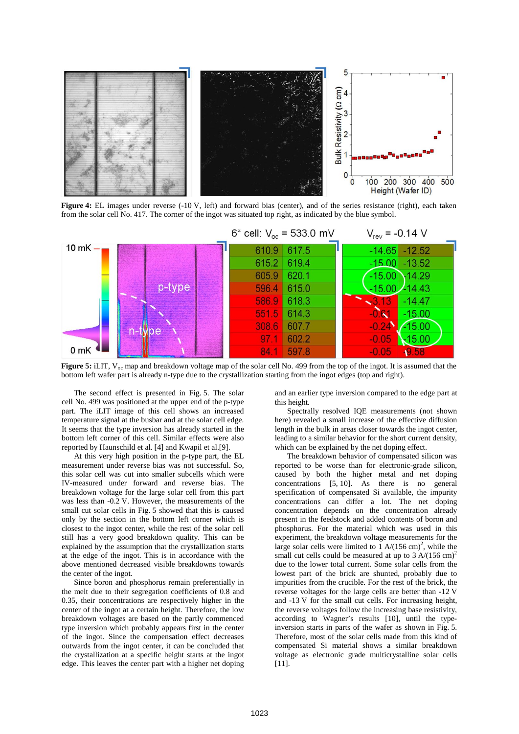**Figure 4:** EL images under reverse (-10 V, left) and forward bias (center), and of the series resistance (right), each taken from the solar cell No. 417. The corner of the ingot was situated top right, as indicated by the blue symbol.

**Figure 5:** iLIT, $V_{oc}$ map and breakdown voltage map of the solar cell No. 499 from the top of the ingot. It is assumed that the bottom left wafer part is already n-type due to the crystallization starting from the ingot edges (top and right).

The second effect is presented in Fig. 5. The solar cell No. 499 was positioned at the upper end of the p-type part. The iLIT image of this cell shows an increased temperature signal at the busbar and at the solar cell edge. It seems that the type inversion has already started in the bottom left corner of this cell. Similar effects were also reported by Haunschild et al. [4] and Kwapil et al.[9].

At this very high position in the p-type part, the EL measurement under reverse bias was not successful. So, this solar cell was cut into smaller subcells which were IV-measured under forward and reverse bias. The breakdown voltage for the large solar cell from this part was less than -0.2 V. However, the measurements of the small cut solar cells in Fig. 5 showed that this is caused only by the section in the bottom left corner which is closest to the ingot center, while the rest of the solar cell still has a very good breakdown quality. This can be explained by the assumption that the crystallization starts at the edge of the ingot. This is in accordance with the above mentioned decreased visible breakdowns towards the center of the ingot.

Since boron and phosphorus remain preferentially in the melt due to their segregation coefficients of 0.8 and 0.35, their concentrations are respectively higher in the center of the ingot at a certain height. Therefore, the low breakdown voltages are based on the partly commenced type inversion which probably appears first in the center of the ingot. Since the compensation effect decreases outwards from the ingot center, it can be concluded that the crystallization at a specific height starts at the ingot edge. This leaves the center part with a higher net doping and an earlier type inversion compared to the edge part at this height.

Spectrally resolved IQE measurements (not shown here) revealed a small increase of the effective diffusion length in the bulk in areas closer towards the ingot center, leading to a similar behavior for the short current density, which can be explained by the net doping effect.

The breakdown behavior of compensated silicon was reported to be worse than for electronic-grade silicon, caused by both the higher metal and net doping concentrations [5, 10]. As there is no general specification of compensated Si available, the impurity concentrations can differ a lot. The net doping concentration depends on the concentration already present in the feedstock and added contents of boron and phosphorus. For the material which was used in this experiment, the breakdown voltage measurements for the large solar cells were limited to 1 A/(156 cm)$^2$, while the small cut cells could be measured at up to 3 A/(156 cm)$^2$ due to the lower total current. Some solar cells from the lowest part of the brick are shunted, probably due to impurities from the crucible. For the rest of the brick, the reverse voltages for the large cells are better than -12 V and -13 V for the small cut cells. For increasing height, the reverse voltages follow the increasing base resistivity, according to Wagner's results [10], until the type-inversion starts in parts of the wafer as shown in Fig. 5. Therefore, most of the solar cells made from this kind of compensated Si material shows a similar breakdown voltage as electronic grade multicrystalline solar cells [11].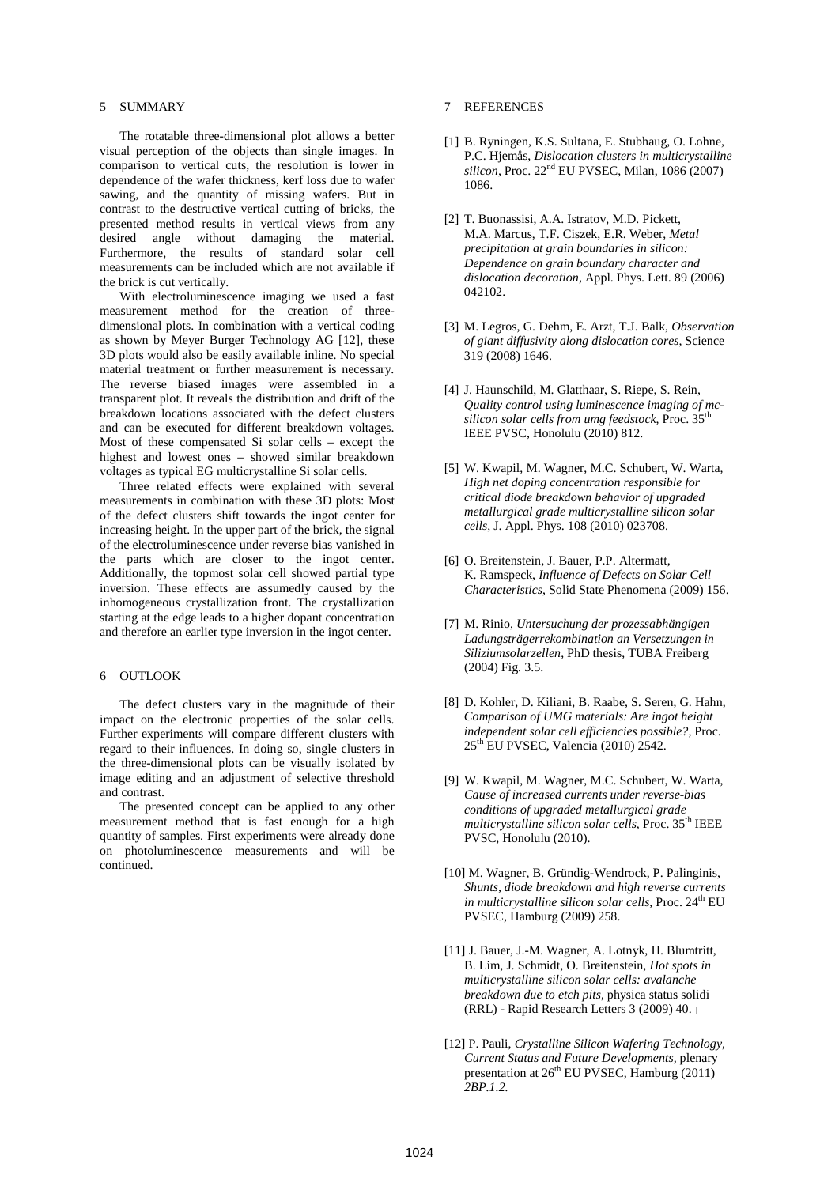## 5 SUMMARY

The rotatable three-dimensional plot allows a better visual perception of the objects than single images. In comparison to vertical cuts, the resolution is lower in dependence of the wafer thickness, kerf loss due to wafer sawing, and the quantity of missing wafers. But in contrast to the destructive vertical cutting of bricks, the presented method results in vertical views from any desired angle without damaging the material. Furthermore, the results of standard solar cell measurements can be included which are not available if the brick is cut vertically.

With electroluminescence imaging we used a fast measurement method for the creation of three-dimensional plots. In combination with a vertical coding as shown by Meyer Burger Technology AG [12], these 3D plots would also be easily available inline. No special material treatment or further measurement is necessary. The reverse biased images were assembled in a transparent plot. It reveals the distribution and drift of the breakdown locations associated with the defect clusters and can be executed for different breakdown voltages. Most of these compensated Si solar cells – except the highest and lowest ones – showed similar breakdown voltages as typical EG multicrystalline Si solar cells.

Three related effects were explained with several measurements in combination with these 3D plots: Most of the defect clusters shift towards the ingot center for increasing height. In the upper part of the brick, the signal of the electroluminescence under reverse bias vanished in the parts which are closer to the ingot center. Additionally, the topmost solar cell showed partial type inversion. These effects are assumedly caused by the inhomogeneous crystallization front. The crystallization starting at the edge leads to a higher dopant concentration and therefore an earlier type inversion in the ingot center.

## 6 OUTLOOK

The defect clusters vary in the magnitude of their impact on the electronic properties of the solar cells. Further experiments will compare different clusters with regard to their influences. In doing so, single clusters in the three-dimensional plots can be visually isolated by image editing and an adjustment of selective threshold and contrast.

The presented concept can be applied to any other measurement method that is fast enough for a high quantity of samples. First experiments were already done on photoluminescence measurements and will be continued.

## 7 REFERENCES

[1] B. Ryningen, K.S. Sultana, E. Stubhaug, O. Lohne, P.C. Hjemås, *Dislocation clusters in multicrystalline silicon*, Proc. 22nd EU PVSEC, Milan, 1086 (2007) 1086.

[2] T. Buonassisi, A.A. Istratov, M.D. Pickett, M.A. Marcus, T.F. Ciszek, E.R. Weber, *Metal precipitation at grain boundaries in silicon: Dependence on grain boundary character and dislocation decoration*, Appl. Phys. Lett. 89 (2006) 042102.

[3] M. Legros, G. Dehm, E. Arzt, T.J. Balk, *Observation of giant diffusivity along dislocation cores*, Science 319 (2008) 1646.

[4] J. Haunschild, M. Glatthaar, S. Riepe, S. Rein, *Quality control using luminescence imaging of mc-silicon solar cells from umg feedstock*, Proc. 35th IEEE PVSC, Honolulu (2010) 812.

[5] W. Kwapil, M. Wagner, M.C. Schubert, W. Warta, *High net doping concentration responsible for critical diode breakdown behavior of upgraded metallurgical grade multicrystalline silicon solar cells*, J. Appl. Phys. 108 (2010) 023708.

[6] O. Breitenstein, J. Bauer, P.P. Altermatt, K. Ramspeck, *Influence of Defects on Solar Cell Characteristics*, Solid State Phenomena (2009) 156.

[7] M. Rinio, *Untersuchung der prozessabhängigen Ladungsträgerrekombination an Versetzungen in Siliziumsolarzellen*, PhD thesis, TUBA Freiberg (2004) Fig. 3.5.

[8] D. Kohler, D. Kiliani, B. Raabe, S. Seren, G. Hahn, *Comparison of UMG materials: Are ingot height independent solar cell efficiencies possible?*, Proc. 25th EU PVSEC, Valencia (2010) 2542.

[9] W. Kwapil, M. Wagner, M.C. Schubert, W. Warta, *Cause of increased currents under reverse-bias conditions of upgraded metallurgical grade multicrystalline silicon solar cells*, Proc. 35th IEEE PVSC, Honolulu (2010).

[10] M. Wagner, B. Gründig-Wendrock, P. Palinginis, *Shunts, diode breakdown and high reverse currents in multicrystalline silicon solar cells*, Proc. 24th EU PVSEC, Hamburg (2009) 258.

[11] J. Bauer, J.-M. Wagner, A. Lotnyk, H. Blumtritt, B. Lim, J. Schmidt, O. Breitenstein, *Hot spots in multicrystalline silicon solar cells: avalanche breakdown due to etch pits*, physica status solidi (RRL) - Rapid Research Letters 3 (2009) 40.

[12] P. Pauli, *Crystalline Silicon Wafering Technology, Current Status and Future Developments*, plenary presentation at 26th EU PVSEC, Hamburg (2011) *2BP.1.2.*